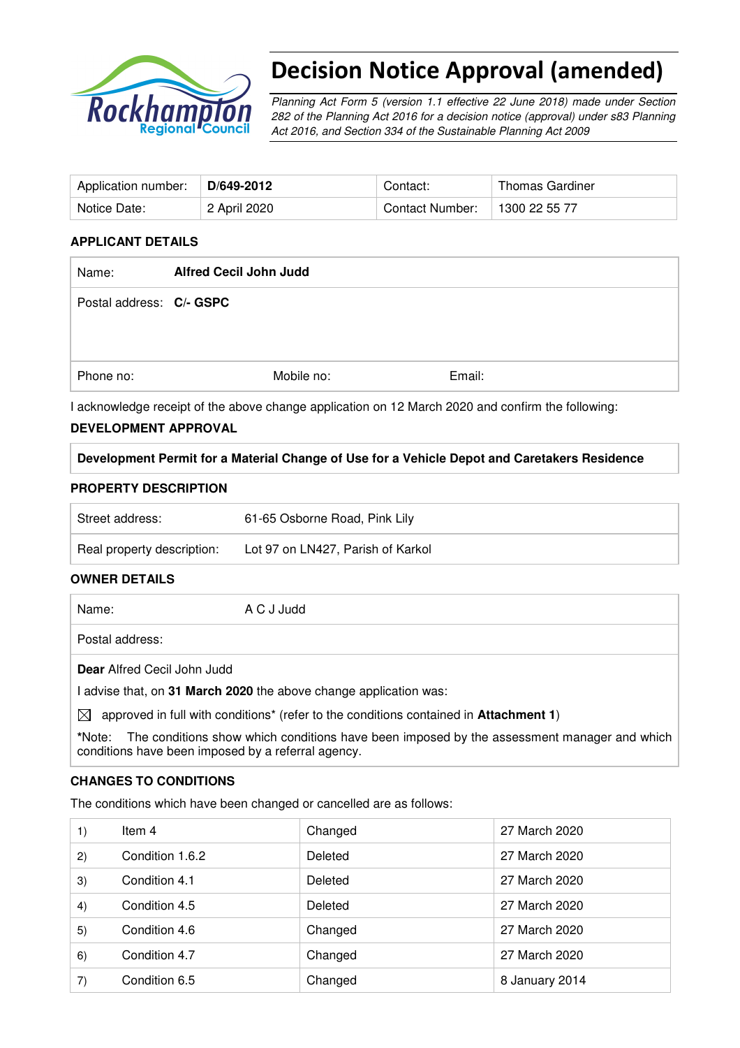# Decision Notice Approval (amended)

*Planning Act Form 5 (version 1.1 effective 22 June 2018) made under Section 282 of the Planning Act 2016 for a decision notice (approval) under s83 Planning Act 2016, and Section 334 of the Sustainable Planning Act 2009*

| Application number: | **D/649-2012** | Contact: | Thomas Gardiner |
|---|---|---|---|
| Notice Date: | 2 April 2020 | Contact Number: | 1300 22 55 77 |

## APPLICANT DETAILS

| | | | |
|---|---|---|---|
| Name: | **Alfred Cecil John Judd** | | |
| Postal address: | **C/- GSPC** | | |
| Phone no: | Mobile no: | Email: | |

I acknowledge receipt of the above change application on 12 March 2020 and confirm the following:

## DEVELOPMENT APPROVAL

**Development Permit for a Material Change of Use for a Vehicle Depot and Caretakers Residence**

## PROPERTY DESCRIPTION

| | |
|---|---|
| Street address: | 61-65 Osborne Road, Pink Lily |
| Real property description: | Lot 97 on LN427, Parish of Karkol |

## OWNER DETAILS

| | |
|---|---|
| Name: | A C J Judd |
| Postal address: | |

**Dear** Alfred Cecil John Judd

I advise that, on **31 March 2020** the above change application was:

☒ approved in full with conditions* (refer to the conditions contained in **Attachment 1**)

*Note: The conditions show which conditions have been imposed by the assessment manager and which conditions have been imposed by a referral agency.

## CHANGES TO CONDITIONS

The conditions which have been changed or cancelled are as follows:

| | | | |
|---|---|---|---|
| 1) | Item 4 | Changed | 27 March 2020 |
| 2) | Condition 1.6.2 | Deleted | 27 March 2020 |
| 3) | Condition 4.1 | Deleted | 27 March 2020 |
| 4) | Condition 4.5 | Deleted | 27 March 2020 |
| 5) | Condition 4.6 | Changed | 27 March 2020 |
| 6) | Condition 4.7 | Changed | 27 March 2020 |
| 7) | Condition 6.5 | Changed | 8 January 2014 |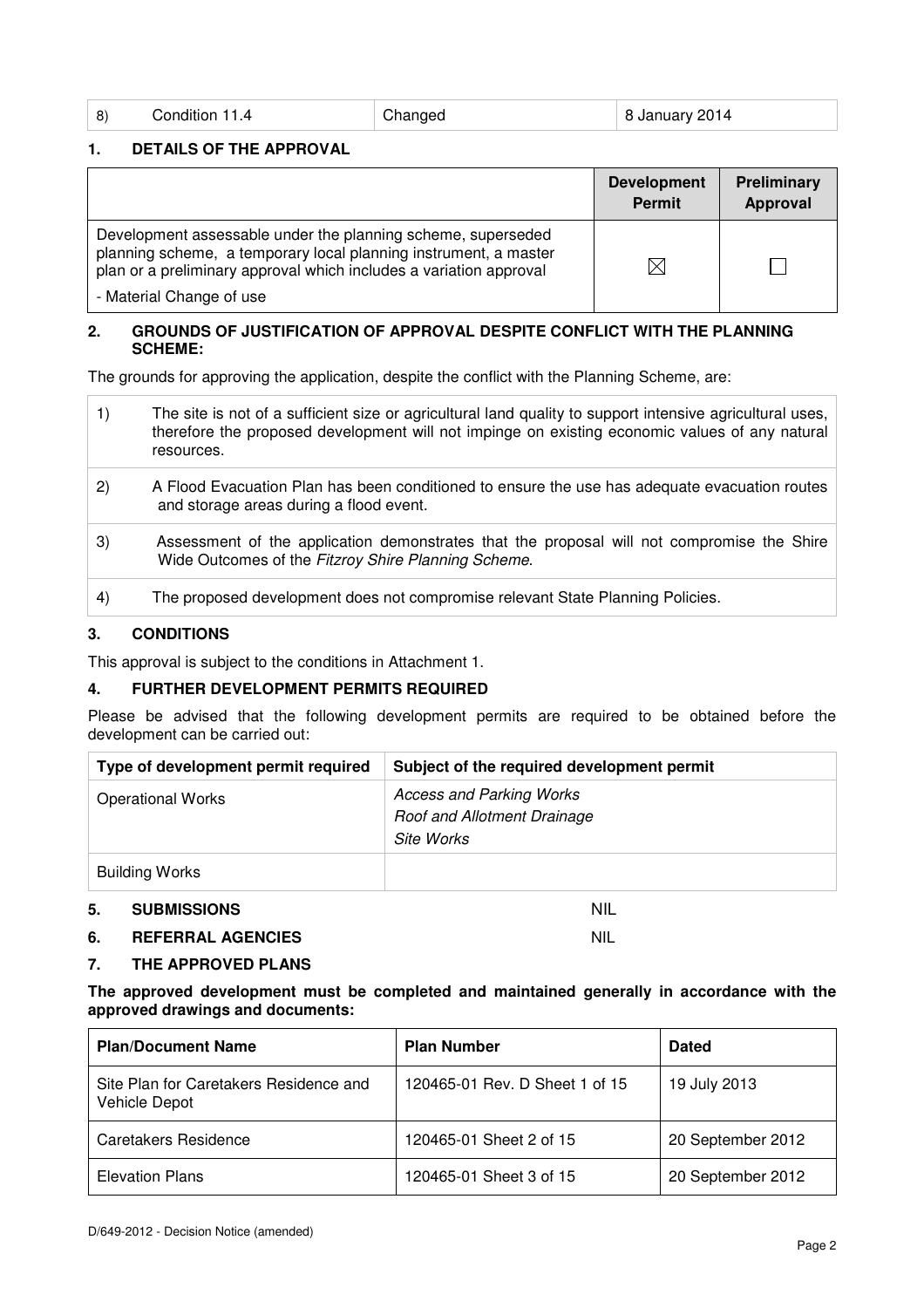| 8) | Condition 11.4 | Changed | 8 January 2014 |
|---|---|---|---|

## 1. DETAILS OF THE APPROVAL

| | Development Permit | Preliminary Approval |
|---|---|---|
| Development assessable under the planning scheme, superseded planning scheme, a temporary local planning instrument, a master plan or a preliminary approval which includes a variation approval<br>- Material Change of use | ☒ | ☐ |

## 2. GROUNDS OF JUSTIFICATION OF APPROVAL DESPITE CONFLICT WITH THE PLANNING SCHEME:

The grounds for approving the application, despite the conflict with the Planning Scheme, are:

| | |
|---|---|
| 1) | The site is not of a sufficient size or agricultural land quality to support intensive agricultural uses, therefore the proposed development will not impinge on existing economic values of any natural resources. |
| 2) | A Flood Evacuation Plan has been conditioned to ensure the use has adequate evacuation routes and storage areas during a flood event. |
| 3) | Assessment of the application demonstrates that the proposal will not compromise the Shire Wide Outcomes of the *Fitzroy Shire Planning Scheme*. |
| 4) | The proposed development does not compromise relevant State Planning Policies. |

## 3. CONDITIONS

This approval is subject to the conditions in Attachment 1.

## 4. FURTHER DEVELOPMENT PERMITS REQUIRED

Please be advised that the following development permits are required to be obtained before the development can be carried out:

| Type of development permit required | Subject of the required development permit |
|---|---|
| Operational Works | *Access and Parking Works*<br>*Roof and Allotment Drainage*<br>*Site Works* |
| Building Works | |

## 5. SUBMISSIONS — NIL

## 6. REFERRAL AGENCIES — NIL

## 7. THE APPROVED PLANS

**The approved development must be completed and maintained generally in accordance with the approved drawings and documents:**

| Plan/Document Name | Plan Number | Dated |
|---|---|---|
| Site Plan for Caretakers Residence and Vehicle Depot | 120465-01 Rev. D Sheet 1 of 15 | 19 July 2013 |
| Caretakers Residence | 120465-01 Sheet 2 of 15 | 20 September 2012 |
| Elevation Plans | 120465-01 Sheet 3 of 15 | 20 September 2012 |

D/649-2012 - Decision Notice (amended)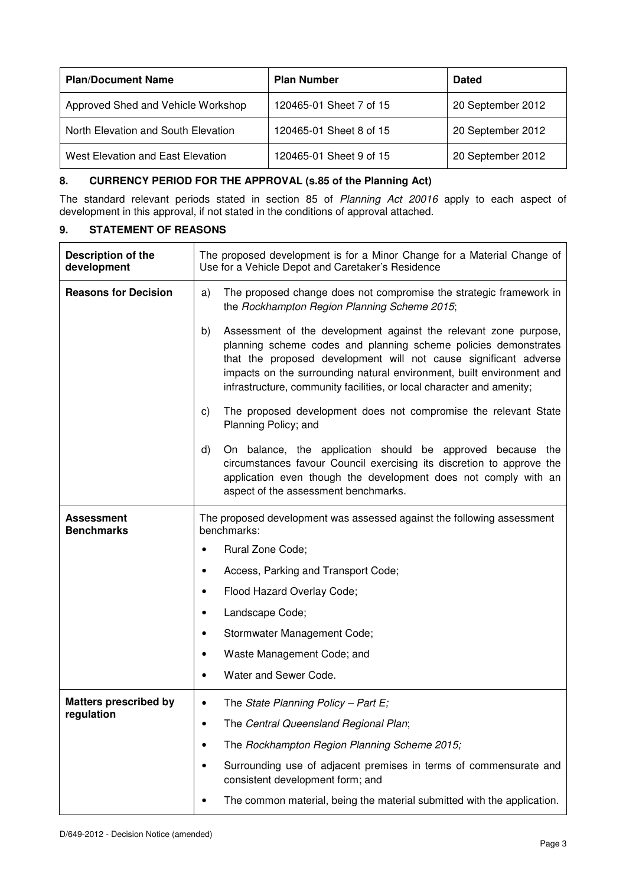| Plan/Document Name | Plan Number | Dated |
|---|---|---|
| Approved Shed and Vehicle Workshop | 120465-01 Sheet 7 of 15 | 20 September 2012 |
| North Elevation and South Elevation | 120465-01 Sheet 8 of 15 | 20 September 2012 |
| West Elevation and East Elevation | 120465-01 Sheet 9 of 15 | 20 September 2012 |

## 8. CURRENCY PERIOD FOR THE APPROVAL (s.85 of the Planning Act)

The standard relevant periods stated in section 85 of *Planning Act 20016* apply to each aspect of development in this approval, if not stated in the conditions of approval attached.

## 9. STATEMENT OF REASONS

| **Description of the development** | The proposed development is for a Minor Change for a Material Change of Use for a Vehicle Depot and Caretaker's Residence |
|---|---|
| **Reasons for Decision** | a) The proposed change does not compromise the strategic framework in the *Rockhampton Region Planning Scheme 2015*;<br><br>b) Assessment of the development against the relevant zone purpose, planning scheme codes and planning scheme policies demonstrates that the proposed development will not cause significant adverse impacts on the surrounding natural environment, built environment and infrastructure, community facilities, or local character and amenity;<br><br>c) The proposed development does not compromise the relevant State Planning Policy; and<br><br>d) On balance, the application should be approved because the circumstances favour Council exercising its discretion to approve the application even though the development does not comply with an aspect of the assessment benchmarks. |
| **Assessment Benchmarks** | The proposed development was assessed against the following assessment benchmarks:<br>• Rural Zone Code;<br>• Access, Parking and Transport Code;<br>• Flood Hazard Overlay Code;<br>• Landscape Code;<br>• Stormwater Management Code;<br>• Waste Management Code; and<br>• Water and Sewer Code. |
| **Matters prescribed by regulation** | • The *State Planning Policy – Part E;*<br>• The *Central Queensland Regional Plan*;<br>• The *Rockhampton Region Planning Scheme 2015;*<br>• Surrounding use of adjacent premises in terms of commensurate and consistent development form; and<br>• The common material, being the material submitted with the application. |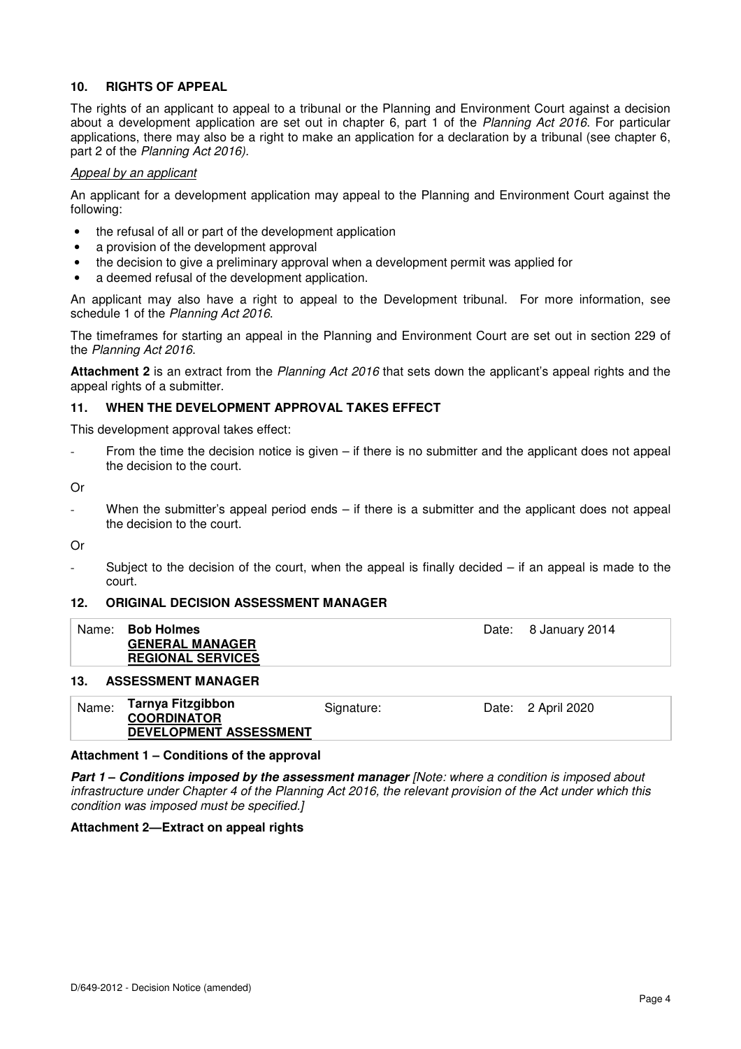### 10. RIGHTS OF APPEAL

The rights of an applicant to appeal to a tribunal or the Planning and Environment Court against a decision about a development application are set out in chapter 6, part 1 of the *Planning Act 2016*. For particular applications, there may also be a right to make an application for a declaration by a tribunal (see chapter 6, part 2 of the *Planning Act 2016)*.

*Appeal by an applicant*

An applicant for a development application may appeal to the Planning and Environment Court against the following:

- the refusal of all or part of the development application
- a provision of the development approval
- the decision to give a preliminary approval when a development permit was applied for
- a deemed refusal of the development application.

An applicant may also have a right to appeal to the Development tribunal. For more information, see schedule 1 of the *Planning Act 2016*.

The timeframes for starting an appeal in the Planning and Environment Court are set out in section 229 of the *Planning Act 2016*.

**Attachment 2** is an extract from the *Planning Act 2016* that sets down the applicant's appeal rights and the appeal rights of a submitter.

### 11. WHEN THE DEVELOPMENT APPROVAL TAKES EFFECT

This development approval takes effect:

- From the time the decision notice is given – if there is no submitter and the applicant does not appeal the decision to the court.

Or

- When the submitter's appeal period ends – if there is a submitter and the applicant does not appeal the decision to the court.

Or

- Subject to the decision of the court, when the appeal is finally decided – if an appeal is made to the court.

### 12. ORIGINAL DECISION ASSESSMENT MANAGER

| Name: | **Bob Holmes**<br>**GENERAL MANAGER**<br>**REGIONAL SERVICES** | Date: | 8 January 2014 |
|---|---|---|---|

### 13. ASSESSMENT MANAGER

| Name: | **Tarnya Fitzgibbon**<br>**COORDINATOR**<br>**DEVELOPMENT ASSESSMENT** | Signature: | Date: | 2 April 2020 |
|---|---|---|---|---|

**Attachment 1 – Conditions of the approval**

***Part 1 – Conditions imposed by the assessment manager*** *[Note: where a condition is imposed about infrastructure under Chapter 4 of the Planning Act 2016, the relevant provision of the Act under which this condition was imposed must be specified.]*

**Attachment 2—Extract on appeal rights**

D/649-2012 - Decision Notice (amended)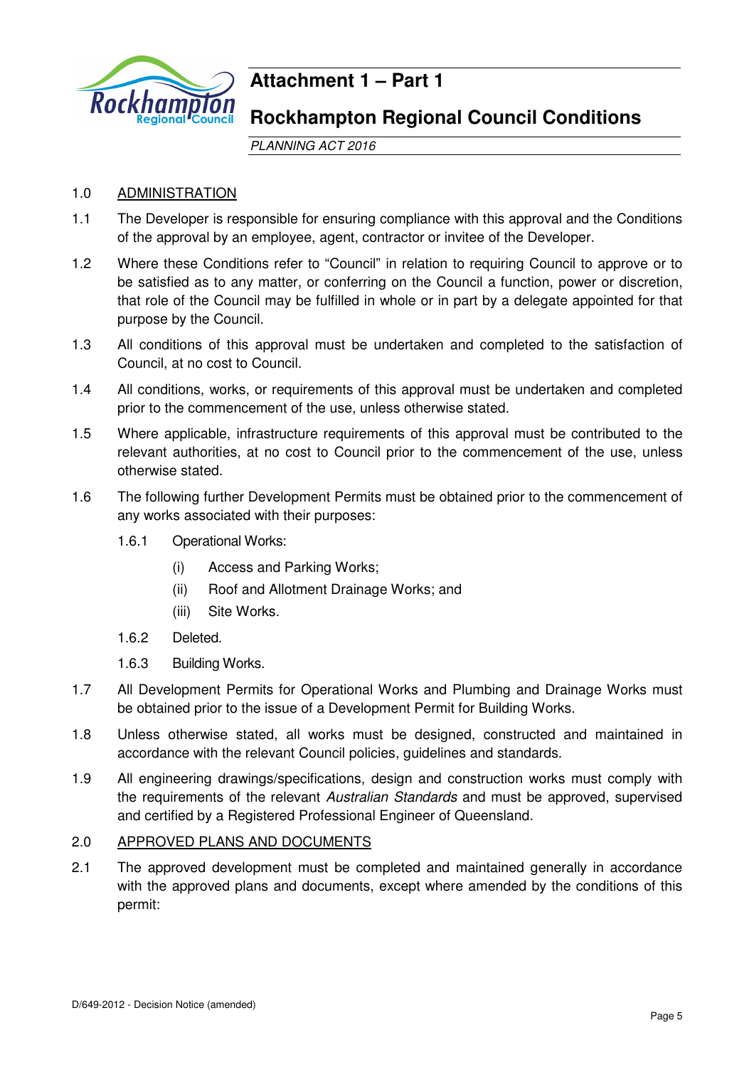# Attachment 1 – Part 1

## Rockhampton Regional Council Conditions

*PLANNING ACT 2016*

1.0 ADMINISTRATION

1.1 The Developer is responsible for ensuring compliance with this approval and the Conditions of the approval by an employee, agent, contractor or invitee of the Developer.

1.2 Where these Conditions refer to "Council" in relation to requiring Council to approve or to be satisfied as to any matter, or conferring on the Council a function, power or discretion, that role of the Council may be fulfilled in whole or in part by a delegate appointed for that purpose by the Council.

1.3 All conditions of this approval must be undertaken and completed to the satisfaction of Council, at no cost to Council.

1.4 All conditions, works, or requirements of this approval must be undertaken and completed prior to the commencement of the use, unless otherwise stated.

1.5 Where applicable, infrastructure requirements of this approval must be contributed to the relevant authorities, at no cost to Council prior to the commencement of the use, unless otherwise stated.

1.6 The following further Development Permits must be obtained prior to the commencement of any works associated with their purposes:

1.6.1 Operational Works:

(i) Access and Parking Works;

(ii) Roof and Allotment Drainage Works; and

(iii) Site Works.

1.6.2 Deleted.

1.6.3 Building Works.

1.7 All Development Permits for Operational Works and Plumbing and Drainage Works must be obtained prior to the issue of a Development Permit for Building Works.

1.8 Unless otherwise stated, all works must be designed, constructed and maintained in accordance with the relevant Council policies, guidelines and standards.

1.9 All engineering drawings/specifications, design and construction works must comply with the requirements of the relevant *Australian Standards* and must be approved, supervised and certified by a Registered Professional Engineer of Queensland.

2.0 APPROVED PLANS AND DOCUMENTS

2.1 The approved development must be completed and maintained generally in accordance with the approved plans and documents, except where amended by the conditions of this permit:

D/649-2012 - Decision Notice (amended)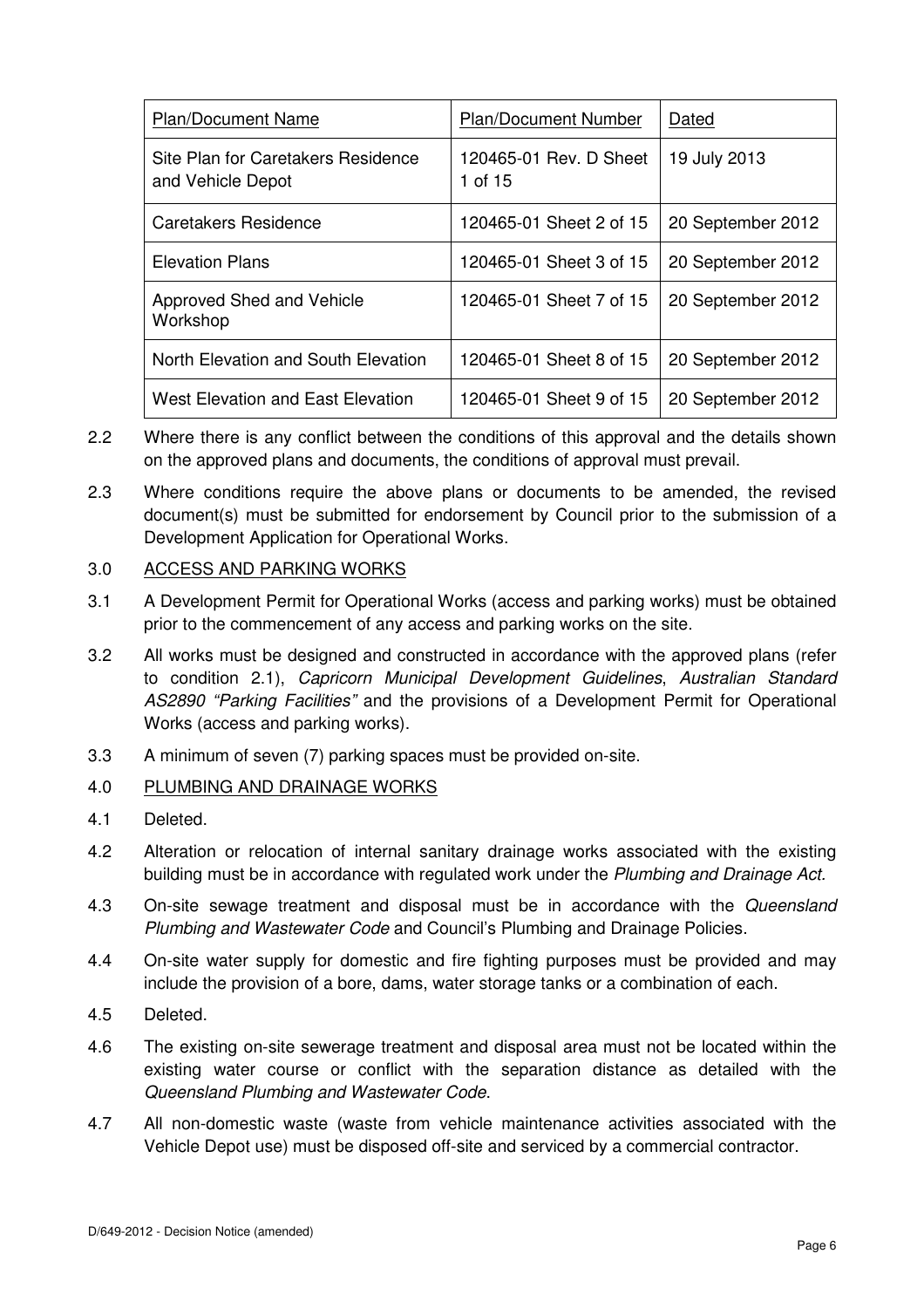| Plan/Document Name | Plan/Document Number | Dated |
|---|---|---|
| Site Plan for Caretakers Residence and Vehicle Depot | 120465-01 Rev. D Sheet 1 of 15 | 19 July 2013 |
| Caretakers Residence | 120465-01 Sheet 2 of 15 | 20 September 2012 |
| Elevation Plans | 120465-01 Sheet 3 of 15 | 20 September 2012 |
| Approved Shed and Vehicle Workshop | 120465-01 Sheet 7 of 15 | 20 September 2012 |
| North Elevation and South Elevation | 120465-01 Sheet 8 of 15 | 20 September 2012 |
| West Elevation and East Elevation | 120465-01 Sheet 9 of 15 | 20 September 2012 |

2.2 Where there is any conflict between the conditions of this approval and the details shown on the approved plans and documents, the conditions of approval must prevail.

2.3 Where conditions require the above plans or documents to be amended, the revised document(s) must be submitted for endorsement by Council prior to the submission of a Development Application for Operational Works.

3.0 ACCESS AND PARKING WORKS

3.1 A Development Permit for Operational Works (access and parking works) must be obtained prior to the commencement of any access and parking works on the site.

3.2 All works must be designed and constructed in accordance with the approved plans (refer to condition 2.1), *Capricorn Municipal Development Guidelines*, *Australian Standard AS2890 "Parking Facilities"* and the provisions of a Development Permit for Operational Works (access and parking works).

3.3 A minimum of seven (7) parking spaces must be provided on-site.

4.0 PLUMBING AND DRAINAGE WORKS

4.1 Deleted.

4.2 Alteration or relocation of internal sanitary drainage works associated with the existing building must be in accordance with regulated work under the *Plumbing and Drainage Act.*

4.3 On-site sewage treatment and disposal must be in accordance with the *Queensland Plumbing and Wastewater Code* and Council's Plumbing and Drainage Policies.

4.4 On-site water supply for domestic and fire fighting purposes must be provided and may include the provision of a bore, dams, water storage tanks or a combination of each.

4.5 Deleted.

4.6 The existing on-site sewerage treatment and disposal area must not be located within the existing water course or conflict with the separation distance as detailed with the *Queensland Plumbing and Wastewater Code*.

4.7 All non-domestic waste (waste from vehicle maintenance activities associated with the Vehicle Depot use) must be disposed off-site and serviced by a commercial contractor.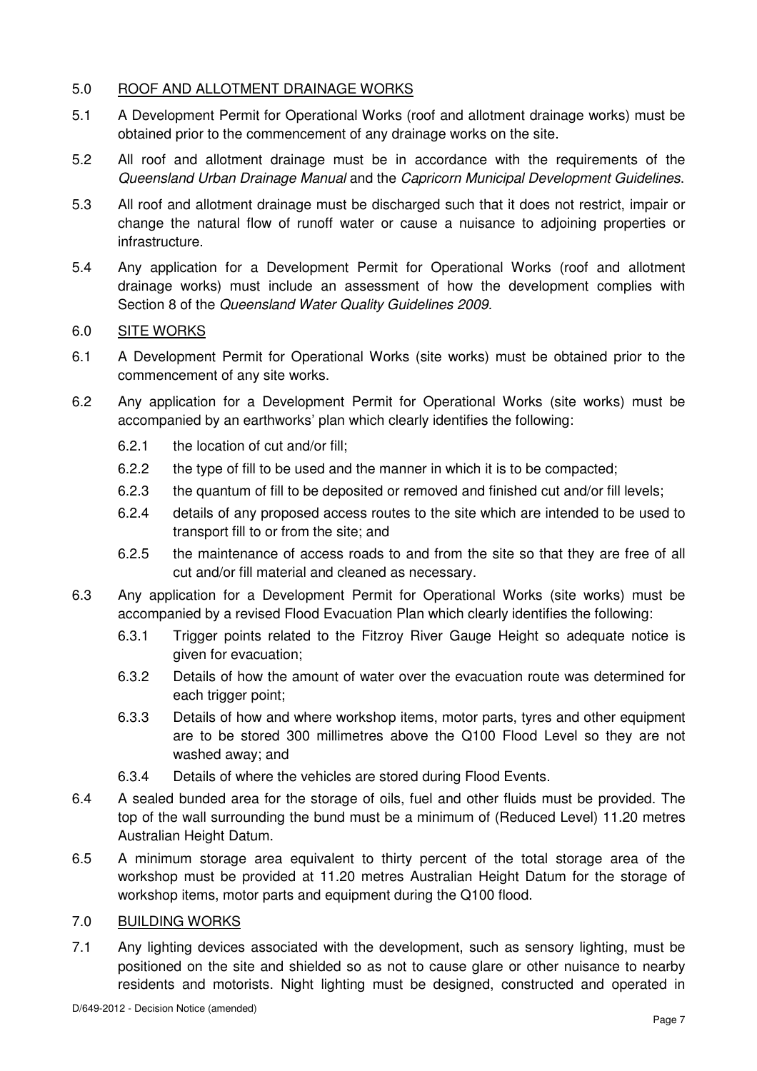## 5.0 ROOF AND ALLOTMENT DRAINAGE WORKS

5.1 A Development Permit for Operational Works (roof and allotment drainage works) must be obtained prior to the commencement of any drainage works on the site.

5.2 All roof and allotment drainage must be in accordance with the requirements of the *Queensland Urban Drainage Manual* and the *Capricorn Municipal Development Guidelines*.

5.3 All roof and allotment drainage must be discharged such that it does not restrict, impair or change the natural flow of runoff water or cause a nuisance to adjoining properties or infrastructure.

5.4 Any application for a Development Permit for Operational Works (roof and allotment drainage works) must include an assessment of how the development complies with Section 8 of the *Queensland Water Quality Guidelines 2009.*

## 6.0 SITE WORKS

6.1 A Development Permit for Operational Works (site works) must be obtained prior to the commencement of any site works.

6.2 Any application for a Development Permit for Operational Works (site works) must be accompanied by an earthworks' plan which clearly identifies the following:

- 6.2.1 the location of cut and/or fill;
- 6.2.2 the type of fill to be used and the manner in which it is to be compacted;
- 6.2.3 the quantum of fill to be deposited or removed and finished cut and/or fill levels;
- 6.2.4 details of any proposed access routes to the site which are intended to be used to transport fill to or from the site; and
- 6.2.5 the maintenance of access roads to and from the site so that they are free of all cut and/or fill material and cleaned as necessary.

6.3 Any application for a Development Permit for Operational Works (site works) must be accompanied by a revised Flood Evacuation Plan which clearly identifies the following:

- 6.3.1 Trigger points related to the Fitzroy River Gauge Height so adequate notice is given for evacuation;
- 6.3.2 Details of how the amount of water over the evacuation route was determined for each trigger point;
- 6.3.3 Details of how and where workshop items, motor parts, tyres and other equipment are to be stored 300 millimetres above the Q100 Flood Level so they are not washed away; and
- 6.3.4 Details of where the vehicles are stored during Flood Events.

6.4 A sealed bunded area for the storage of oils, fuel and other fluids must be provided. The top of the wall surrounding the bund must be a minimum of (Reduced Level) 11.20 metres Australian Height Datum.

6.5 A minimum storage area equivalent to thirty percent of the total storage area of the workshop must be provided at 11.20 metres Australian Height Datum for the storage of workshop items, motor parts and equipment during the Q100 flood.

## 7.0 BUILDING WORKS

7.1 Any lighting devices associated with the development, such as sensory lighting, must be positioned on the site and shielded so as not to cause glare or other nuisance to nearby residents and motorists. Night lighting must be designed, constructed and operated in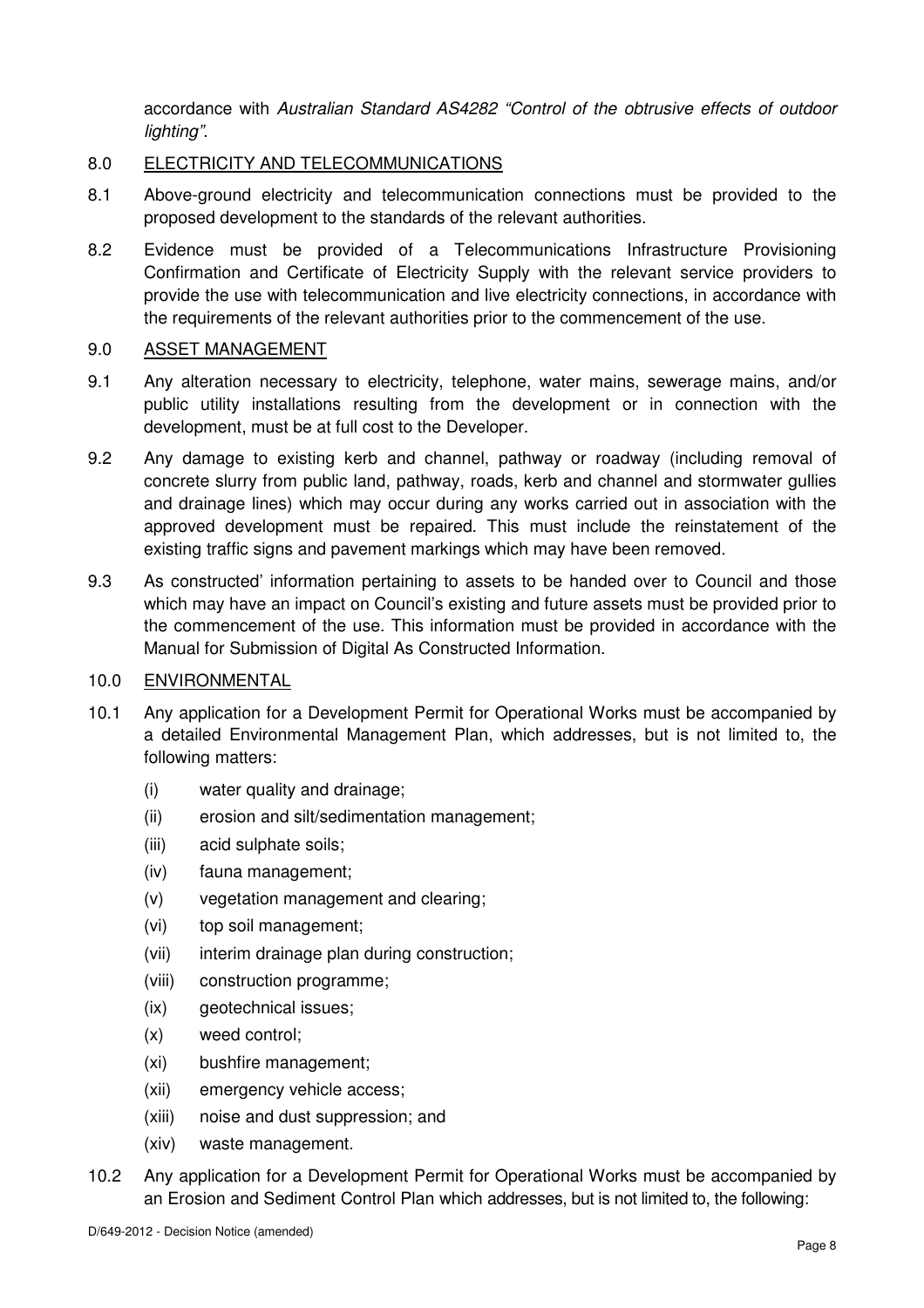accordance with *Australian Standard AS4282 "Control of the obtrusive effects of outdoor lighting"*.

8.0 ELECTRICITY AND TELECOMMUNICATIONS

8.1 Above-ground electricity and telecommunication connections must be provided to the proposed development to the standards of the relevant authorities.

8.2 Evidence must be provided of a Telecommunications Infrastructure Provisioning Confirmation and Certificate of Electricity Supply with the relevant service providers to provide the use with telecommunication and live electricity connections, in accordance with the requirements of the relevant authorities prior to the commencement of the use.

9.0 ASSET MANAGEMENT

9.1 Any alteration necessary to electricity, telephone, water mains, sewerage mains, and/or public utility installations resulting from the development or in connection with the development, must be at full cost to the Developer.

9.2 Any damage to existing kerb and channel, pathway or roadway (including removal of concrete slurry from public land, pathway, roads, kerb and channel and stormwater gullies and drainage lines) which may occur during any works carried out in association with the approved development must be repaired. This must include the reinstatement of the existing traffic signs and pavement markings which may have been removed.

9.3 As constructed' information pertaining to assets to be handed over to Council and those which may have an impact on Council's existing and future assets must be provided prior to the commencement of the use. This information must be provided in accordance with the Manual for Submission of Digital As Constructed Information.

10.0 ENVIRONMENTAL

10.1 Any application for a Development Permit for Operational Works must be accompanied by a detailed Environmental Management Plan, which addresses, but is not limited to, the following matters:

- (i) water quality and drainage;
- (ii) erosion and silt/sedimentation management;
- (iii) acid sulphate soils;
- (iv) fauna management;
- (v) vegetation management and clearing;
- (vi) top soil management;
- (vii) interim drainage plan during construction;
- (viii) construction programme;
- (ix) geotechnical issues;
- (x) weed control;
- (xi) bushfire management;
- (xii) emergency vehicle access;
- (xiii) noise and dust suppression; and
- (xiv) waste management.

10.2 Any application for a Development Permit for Operational Works must be accompanied by an Erosion and Sediment Control Plan which addresses, but is not limited to, the following: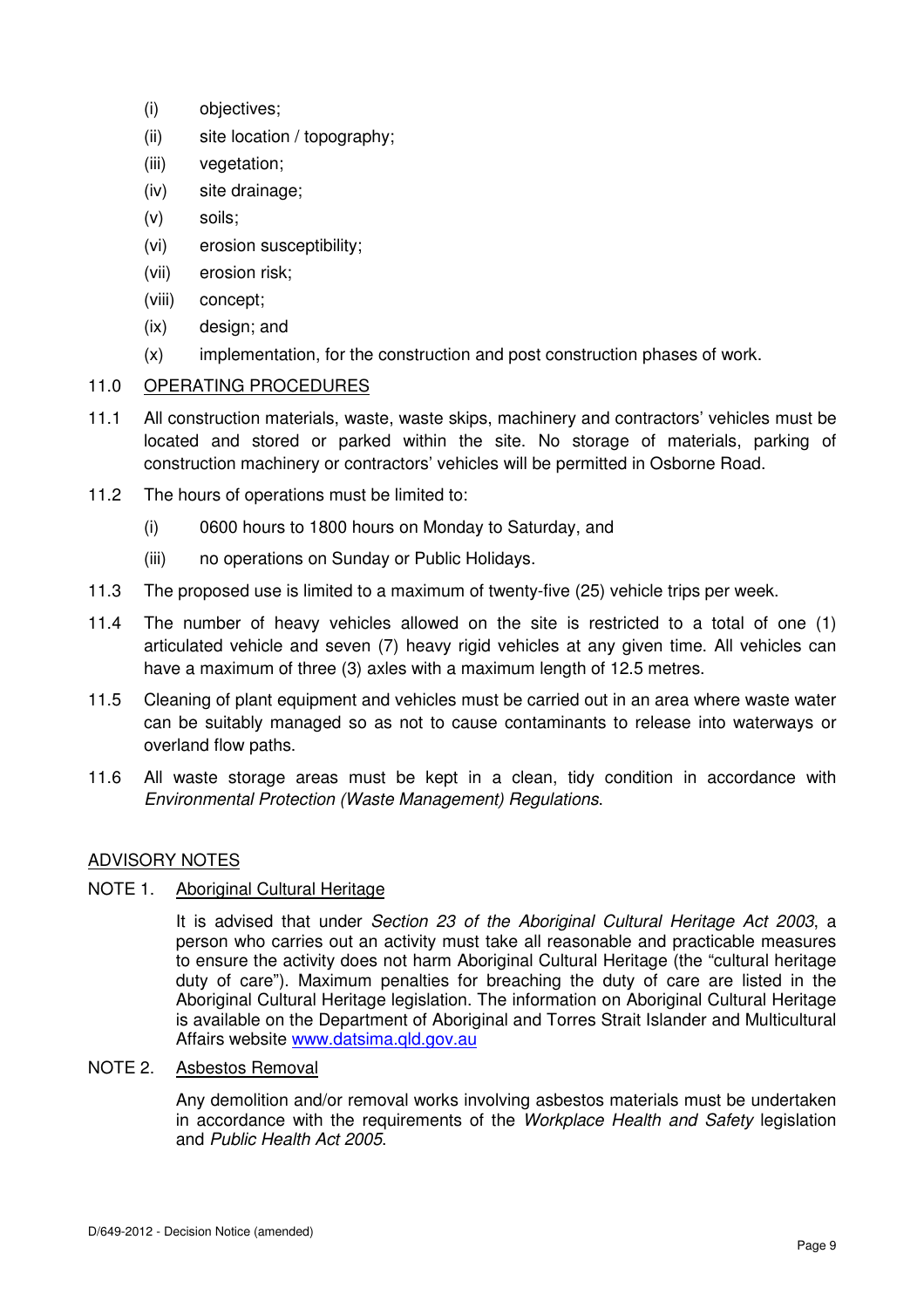(i) objectives;
(ii) site location / topography;
(iii) vegetation;
(iv) site drainage;
(v) soils;
(vi) erosion susceptibility;
(vii) erosion risk;
(viii) concept;
(ix) design; and
(x) implementation, for the construction and post construction phases of work.

11.0 OPERATING PROCEDURES

11.1 All construction materials, waste, waste skips, machinery and contractors' vehicles must be located and stored or parked within the site. No storage of materials, parking of construction machinery or contractors' vehicles will be permitted in Osborne Road.

11.2 The hours of operations must be limited to:

(i) 0600 hours to 1800 hours on Monday to Saturday, and

(iii) no operations on Sunday or Public Holidays.

11.3 The proposed use is limited to a maximum of twenty-five (25) vehicle trips per week.

11.4 The number of heavy vehicles allowed on the site is restricted to a total of one (1) articulated vehicle and seven (7) heavy rigid vehicles at any given time. All vehicles can have a maximum of three (3) axles with a maximum length of 12.5 metres.

11.5 Cleaning of plant equipment and vehicles must be carried out in an area where waste water can be suitably managed so as not to cause contaminants to release into waterways or overland flow paths.

11.6 All waste storage areas must be kept in a clean, tidy condition in accordance with *Environmental Protection (Waste Management) Regulations*.

ADVISORY NOTES

NOTE 1. Aboriginal Cultural Heritage

It is advised that under *Section 23 of the Aboriginal Cultural Heritage Act 2003*, a person who carries out an activity must take all reasonable and practicable measures to ensure the activity does not harm Aboriginal Cultural Heritage (the "cultural heritage duty of care"). Maximum penalties for breaching the duty of care are listed in the Aboriginal Cultural Heritage legislation. The information on Aboriginal Cultural Heritage is available on the Department of Aboriginal and Torres Strait Islander and Multicultural Affairs website www.datsima.qld.gov.au

NOTE 2. Asbestos Removal

Any demolition and/or removal works involving asbestos materials must be undertaken in accordance with the requirements of the *Workplace Health and Safety* legislation and *Public Health Act 2005*.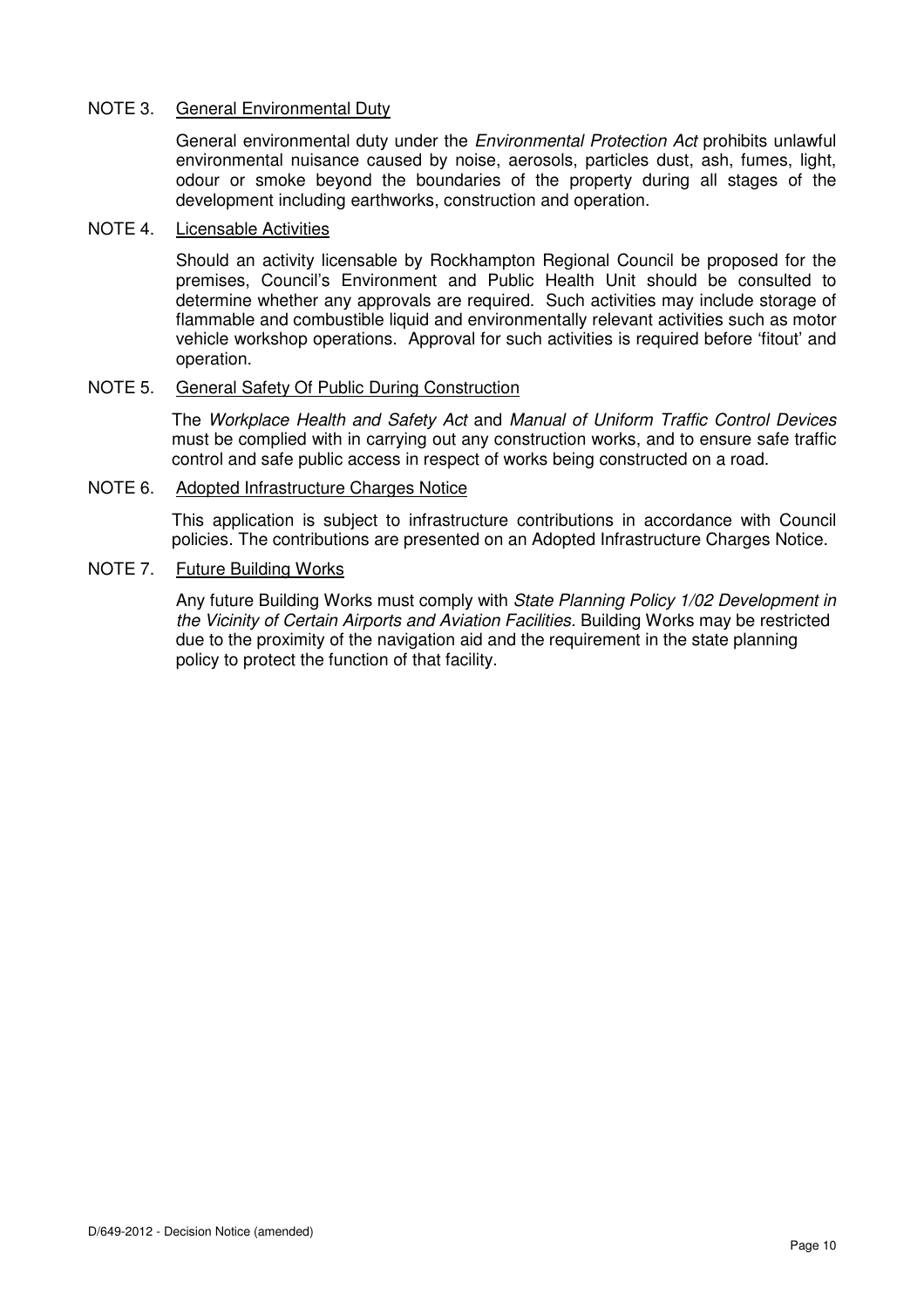NOTE 3. <u>General Environmental Duty</u>

General environmental duty under the *Environmental Protection Act* prohibits unlawful environmental nuisance caused by noise, aerosols, particles dust, ash, fumes, light, odour or smoke beyond the boundaries of the property during all stages of the development including earthworks, construction and operation.

NOTE 4. <u>Licensable Activities</u>

Should an activity licensable by Rockhampton Regional Council be proposed for the premises, Council's Environment and Public Health Unit should be consulted to determine whether any approvals are required. Such activities may include storage of flammable and combustible liquid and environmentally relevant activities such as motor vehicle workshop operations. Approval for such activities is required before 'fitout' and operation.

NOTE 5. <u>General Safety Of Public During Construction</u>

The *Workplace Health and Safety Act* and *Manual of Uniform Traffic Control Devices* must be complied with in carrying out any construction works, and to ensure safe traffic control and safe public access in respect of works being constructed on a road.

NOTE 6. <u>Adopted Infrastructure Charges Notice</u>

This application is subject to infrastructure contributions in accordance with Council policies. The contributions are presented on an Adopted Infrastructure Charges Notice.

NOTE 7. <u>Future Building Works</u>

Any future Building Works must comply with *State Planning Policy 1/02 Development in the Vicinity of Certain Airports and Aviation Facilities.* Building Works may be restricted due to the proximity of the navigation aid and the requirement in the state planning policy to protect the function of that facility.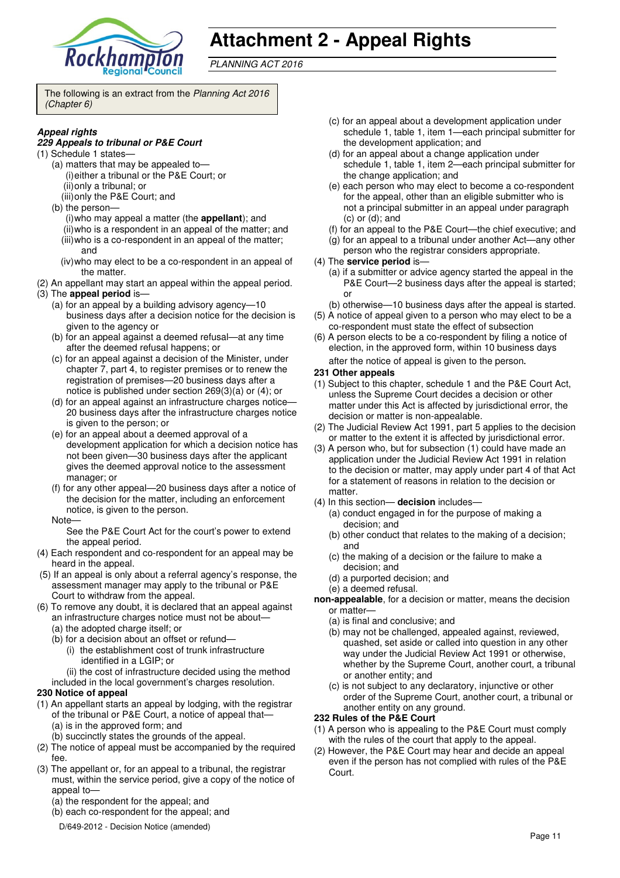# Attachment 2 - Appeal Rights

*PLANNING ACT 2016*

The following is an extract from the *Planning Act 2016 (Chapter 6)*

***Appeal rights***

***229 Appeals to tribunal or P&E Court***

(1) Schedule 1 states—

(a) matters that may be appealed to—

(i) either a tribunal or the P&E Court; or

(ii) only a tribunal; or

(iii) only the P&E Court; and

(b) the person—

(i) who may appeal a matter (the **appellant**); and

(ii) who is a respondent in an appeal of the matter; and

(iii) who is a co-respondent in an appeal of the matter; and

(iv) who may elect to be a co-respondent in an appeal of the matter.

(2) An appellant may start an appeal within the appeal period.

(3) The **appeal period** is—

(a) for an appeal by a building advisory agency—10 business days after a decision notice for the decision is given to the agency or

(b) for an appeal against a deemed refusal—at any time after the deemed refusal happens; or

(c) for an appeal against a decision of the Minister, under chapter 7, part 4, to register premises or to renew the registration of premises—20 business days after a notice is published under section 269(3)(a) or (4); or

(d) for an appeal against an infrastructure charges notice—20 business days after the infrastructure charges notice is given to the person; or

(e) for an appeal about a deemed approval of a development application for which a decision notice has not been given—30 business days after the applicant gives the deemed approval notice to the assessment manager; or

(f) for any other appeal—20 business days after a notice of the decision for the matter, including an enforcement notice, is given to the person.

Note—

See the P&E Court Act for the court's power to extend the appeal period.

(4) Each respondent and co-respondent for an appeal may be heard in the appeal.

(5) If an appeal is only about a referral agency's response, the assessment manager may apply to the tribunal or P&E Court to withdraw from the appeal.

(6) To remove any doubt, it is declared that an appeal against an infrastructure charges notice must not be about—

(a) the adopted charge itself; or

(b) for a decision about an offset or refund—

(i) the establishment cost of trunk infrastructure identified in a LGIP; or

(ii) the cost of infrastructure decided using the method included in the local government's charges resolution.

**230 Notice of appeal**

(1) An appellant starts an appeal by lodging, with the registrar of the tribunal or P&E Court, a notice of appeal that—

(a) is in the approved form; and

(b) succinctly states the grounds of the appeal.

(2) The notice of appeal must be accompanied by the required fee.

(3) The appellant or, for an appeal to a tribunal, the registrar must, within the service period, give a copy of the notice of appeal to—

(a) the respondent for the appeal; and

(b) each co-respondent for the appeal; and

(c) for an appeal about a development application under schedule 1, table 1, item 1—each principal submitter for the development application; and

(d) for an appeal about a change application under schedule 1, table 1, item 2—each principal submitter for the change application; and

(e) each person who may elect to become a co-respondent for the appeal, other than an eligible submitter who is not a principal submitter in an appeal under paragraph (c) or (d); and

(f) for an appeal to the P&E Court—the chief executive; and

(g) for an appeal to a tribunal under another Act—any other person who the registrar considers appropriate.

(4) The **service period** is—

(a) if a submitter or advice agency started the appeal in the P&E Court—2 business days after the appeal is started; or

(b) otherwise—10 business days after the appeal is started.

(5) A notice of appeal given to a person who may elect to be a co-respondent must state the effect of subsection

(6) A person elects to be a co-respondent by filing a notice of election, in the approved form, within 10 business days after the notice of appeal is given to the person.

**231 Other appeals**

(1) Subject to this chapter, schedule 1 and the P&E Court Act, unless the Supreme Court decides a decision or other matter under this Act is affected by jurisdictional error, the decision or matter is non-appealable.

(2) The Judicial Review Act 1991, part 5 applies to the decision or matter to the extent it is affected by jurisdictional error.

(3) A person who, but for subsection (1) could have made an application under the Judicial Review Act 1991 in relation to the decision or matter, may apply under part 4 of that Act for a statement of reasons in relation to the decision or matter.

(4) In this section— **decision** includes—

(a) conduct engaged in for the purpose of making a decision; and

(b) other conduct that relates to the making of a decision; and

(c) the making of a decision or the failure to make a decision; and

(d) a purported decision; and

(e) a deemed refusal.

**non-appealable**, for a decision or matter, means the decision or matter—

(a) is final and conclusive; and

(b) may not be challenged, appealed against, reviewed, quashed, set aside or called into question in any other way under the Judicial Review Act 1991 or otherwise, whether by the Supreme Court, another court, a tribunal or another entity; and

(c) is not subject to any declaratory, injunctive or other order of the Supreme Court, another court, a tribunal or another entity on any ground.

**232 Rules of the P&E Court**

(1) A person who is appealing to the P&E Court must comply with the rules of the court that apply to the appeal.

(2) However, the P&E Court may hear and decide an appeal even if the person has not complied with rules of the P&E Court.

D/649-2012 - Decision Notice (amended)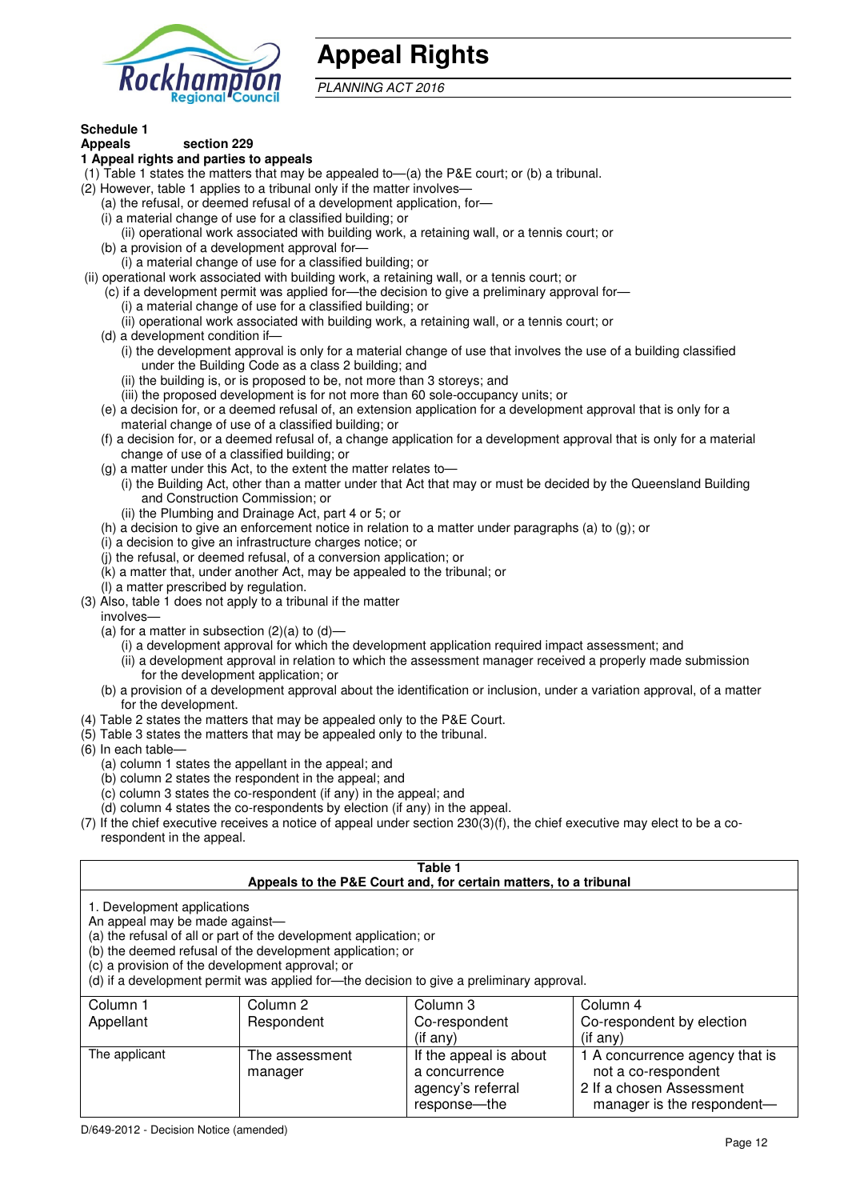# Appeal Rights

*PLANNING ACT 2016*

**Schedule 1**
**Appeals section 229**

**1 Appeal rights and parties to appeals**

(1) Table 1 states the matters that may be appealed to—(a) the P&E court; or (b) a tribunal.

(2) However, table 1 applies to a tribunal only if the matter involves—

(a) the refusal, or deemed refusal of a development application, for—

(i) a material change of use for a classified building; or

(ii) operational work associated with building work, a retaining wall, or a tennis court; or

(b) a provision of a development approval for—

(i) a material change of use for a classified building; or

(ii) operational work associated with building work, a retaining wall, or a tennis court; or

(c) if a development permit was applied for—the decision to give a preliminary approval for—

(i) a material change of use for a classified building; or

(ii) operational work associated with building work, a retaining wall, or a tennis court; or

(d) a development condition if—

(i) the development approval is only for a material change of use that involves the use of a building classified under the Building Code as a class 2 building; and

(ii) the building is, or is proposed to be, not more than 3 storeys; and

(iii) the proposed development is for not more than 60 sole-occupancy units; or

(e) a decision for, or a deemed refusal of, an extension application for a development approval that is only for a material change of use of a classified building; or

(f) a decision for, or a deemed refusal of, a change application for a development approval that is only for a material change of use of a classified building; or

(g) a matter under this Act, to the extent the matter relates to—

(i) the Building Act, other than a matter under that Act that may or must be decided by the Queensland Building and Construction Commission; or

(ii) the Plumbing and Drainage Act, part 4 or 5; or

(h) a decision to give an enforcement notice in relation to a matter under paragraphs (a) to (g); or

(i) a decision to give an infrastructure charges notice; or

(j) the refusal, or deemed refusal, of a conversion application; or

(k) a matter that, under another Act, may be appealed to the tribunal; or

(l) a matter prescribed by regulation.

(3) Also, table 1 does not apply to a tribunal if the matter involves—

(a) for a matter in subsection (2)(a) to (d)—

(i) a development approval for which the development application required impact assessment; and

(ii) a development approval in relation to which the assessment manager received a properly made submission for the development application; or

(b) a provision of a development approval about the identification or inclusion, under a variation approval, of a matter for the development.

(4) Table 2 states the matters that may be appealed only to the P&E Court.

(5) Table 3 states the matters that may be appealed only to the tribunal.

(6) In each table—

(a) column 1 states the appellant in the appeal; and

(b) column 2 states the respondent in the appeal; and

(c) column 3 states the co-respondent (if any) in the appeal; and

(d) column 4 states the co-respondents by election (if any) in the appeal.

(7) If the chief executive receives a notice of appeal under section 230(3)(f), the chief executive may elect to be a co-respondent in the appeal.

**Table 1**
**Appeals to the P&E Court and, for certain matters, to a tribunal**

1. Development applications

An appeal may be made against—

(a) the refusal of all or part of the development application; or

(b) the deemed refusal of the development application; or

(c) a provision of the development approval; or

(d) if a development permit was applied for—the decision to give a preliminary approval.

| Column 1<br>Appellant | Column 2<br>Respondent | Column 3<br>Co-respondent<br>(if any) | Column 4<br>Co-respondent by election<br>(if any) |
|---|---|---|---|
| The applicant | The assessment manager | If the appeal is about a concurrence agency's referral response—the | 1 A concurrence agency that is not a co-respondent<br>2 If a chosen Assessment manager is the respondent— |

D/649-2012 - Decision Notice (amended)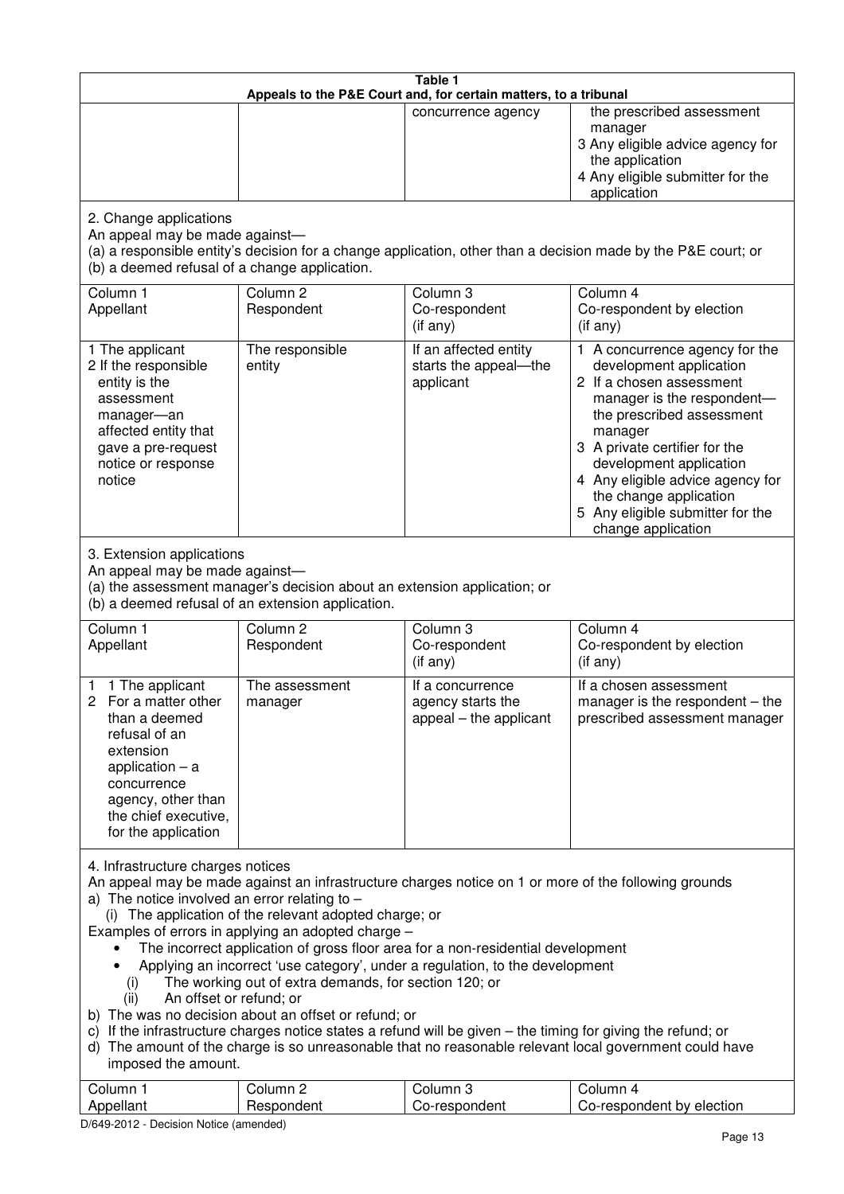| Table 1 | | | |
|---|---|---|---|
| Appeals to the P&E Court and, for certain matters, to a tribunal | | | |
| | | concurrence agency | the prescribed assessment manager<br>3 Any eligible advice agency for the application<br>4 Any eligible submitter for the application |

2. Change applications

An appeal may be made against—

(a) a responsible entity's decision for a change application, other than a decision made by the P&E court; or

(b) a deemed refusal of a change application.

| Column 1<br>Appellant | Column 2<br>Respondent | Column 3<br>Co-respondent<br>(if any) | Column 4<br>Co-respondent by election<br>(if any) |
|---|---|---|---|
| 1 The applicant<br>2 If the responsible entity is the assessment manager—an affected entity that gave a pre-request notice or response notice | The responsible entity | If an affected entity starts the appeal—the applicant | 1 A concurrence agency for the development application<br>2 If a chosen assessment manager is the respondent—the prescribed assessment manager<br>3 A private certifier for the development application<br>4 Any eligible advice agency for the change application<br>5 Any eligible submitter for the change application |

3. Extension applications

An appeal may be made against—

(a) the assessment manager's decision about an extension application; or

(b) a deemed refusal of an extension application.

| Column 1<br>Appellant | Column 2<br>Respondent | Column 3<br>Co-respondent<br>(if any) | Column 4<br>Co-respondent by election<br>(if any) |
|---|---|---|---|
| 1 1 The applicant<br>2 For a matter other than a deemed refusal of an extension application – a concurrence agency, other than the chief executive, for the application | The assessment manager | If a concurrence agency starts the appeal – the applicant | If a chosen assessment manager is the respondent – the prescribed assessment manager |

4. Infrastructure charges notices

An appeal may be made against an infrastructure charges notice on 1 or more of the following grounds

a) The notice involved an error relating to –

(i) The application of the relevant adopted charge; or

Examples of errors in applying an adopted charge –

- The incorrect application of gross floor area for a non-residential development
- Applying an incorrect 'use category', under a regulation, to the development

(i) The working out of extra demands, for section 120; or

(ii) An offset or refund; or

b) The was no decision about an offset or refund; or

c) If the infrastructure charges notice states a refund will be given – the timing for giving the refund; or

d) The amount of the charge is so unreasonable that no reasonable relevant local government could have imposed the amount.

| Column 1<br>Appellant | Column 2<br>Respondent | Column 3<br>Co-respondent | Column 4<br>Co-respondent by election |
|---|---|---|---|

D/649-2012 - Decision Notice (amended)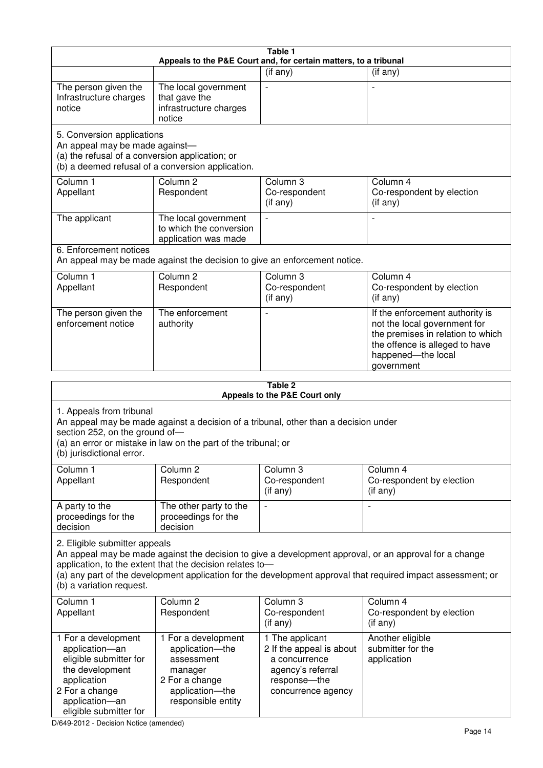**Table 1**
**Appeals to the P&E Court and, for certain matters, to a tribunal**

| | | (if any) | (if any) |
|---|---|---|---|
| The person given the Infrastructure charges notice | The local government that gave the infrastructure charges notice | - | - |

5. Conversion applications
An appeal may be made against—
(a) the refusal of a conversion application; or
(b) a deemed refusal of a conversion application.

| Column 1 Appellant | Column 2 Respondent | Column 3 Co-respondent (if any) | Column 4 Co-respondent by election (if any) |
|---|---|---|---|
| The applicant | The local government to which the conversion application was made | - | - |

6. Enforcement notices
An appeal may be made against the decision to give an enforcement notice.

| Column 1 Appellant | Column 2 Respondent | Column 3 Co-respondent (if any) | Column 4 Co-respondent by election (if any) |
|---|---|---|---|
| The person given the enforcement notice | The enforcement authority | - | If the enforcement authority is not the local government for the premises in relation to which the offence is alleged to have happened—the local government |

**Table 2**
**Appeals to the P&E Court only**

1. Appeals from tribunal
An appeal may be made against a decision of a tribunal, other than a decision under section 252, on the ground of—
(a) an error or mistake in law on the part of the tribunal; or
(b) jurisdictional error.

| Column 1 Appellant | Column 2 Respondent | Column 3 Co-respondent (if any) | Column 4 Co-respondent by election (if any) |
|---|---|---|---|
| A party to the proceedings for the decision | The other party to the proceedings for the decision | - | - |

2. Eligible submitter appeals
An appeal may be made against the decision to give a development approval, or an approval for a change application, to the extent that the decision relates to—
(a) any part of the development application for the development approval that required impact assessment; or
(b) a variation request.

| Column 1 Appellant | Column 2 Respondent | Column 3 Co-respondent (if any) | Column 4 Co-respondent by election (if any) |
|---|---|---|---|
| 1 For a development application—an eligible submitter for the development application<br>2 For a change application—an eligible submitter for | 1 For a development application—the assessment manager<br>2 For a change application—the responsible entity | 1 The applicant<br>2 If the appeal is about a concurrence agency's referral response—the concurrence agency | Another eligible submitter for the application |

D/649-2012 - Decision Notice (amended)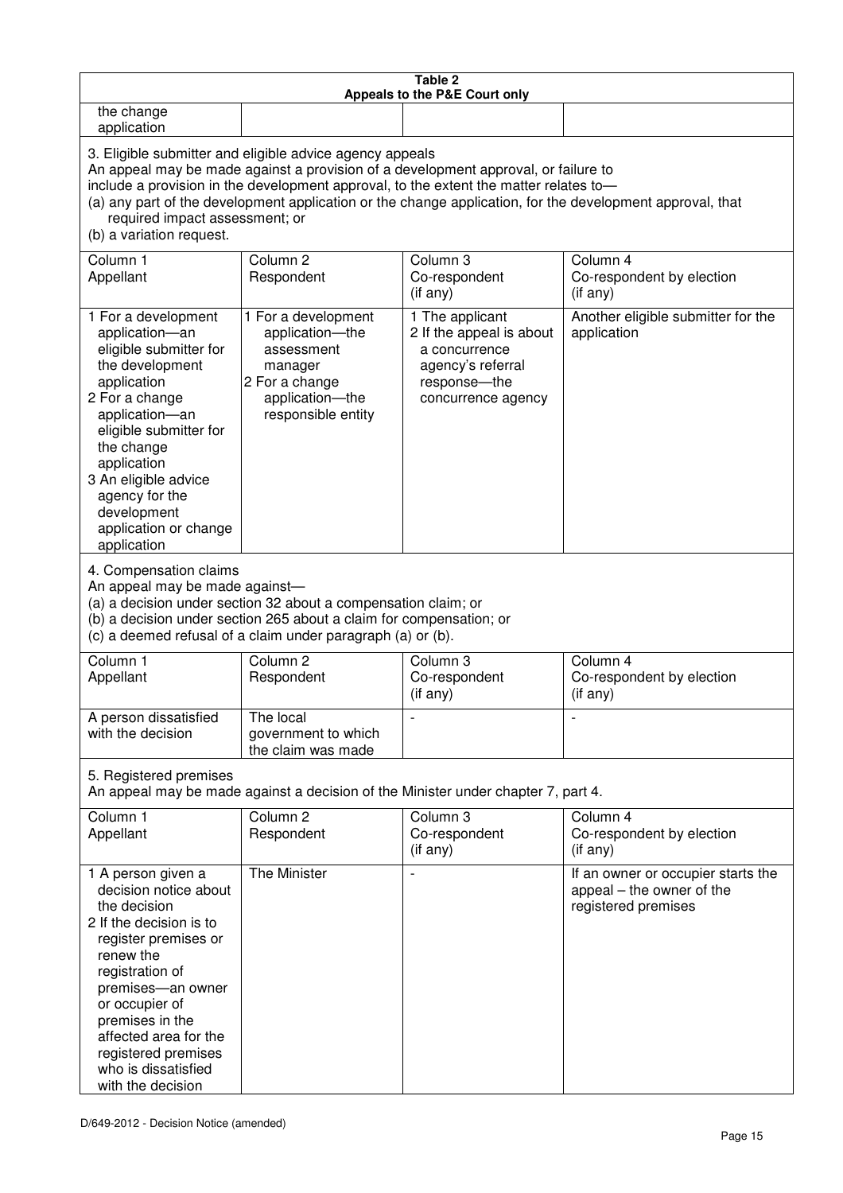**Table 2**
**Appeals to the P&E Court only**

| | | | |
|---|---|---|---|
| the change application | | | |

3. Eligible submitter and eligible advice agency appeals
An appeal may be made against a provision of a development approval, or failure to include a provision in the development approval, to the extent the matter relates to—
(a) any part of the development application or the change application, for the development approval, that required impact assessment; or
(b) a variation request.

| Column 1<br>Appellant | Column 2<br>Respondent | Column 3<br>Co-respondent<br>(if any) | Column 4<br>Co-respondent by election<br>(if any) |
|---|---|---|---|
| 1 For a development application—an eligible submitter for the development application<br>2 For a change application—an eligible submitter for the change application<br>3 An eligible advice agency for the development application or change application | 1 For a development application—the assessment manager<br>2 For a change application—the responsible entity | 1 The applicant<br>2 If the appeal is about a concurrence agency's referral response—the concurrence agency | Another eligible submitter for the application |

4. Compensation claims
An appeal may be made against—
(a) a decision under section 32 about a compensation claim; or
(b) a decision under section 265 about a claim for compensation; or
(c) a deemed refusal of a claim under paragraph (a) or (b).

| Column 1<br>Appellant | Column 2<br>Respondent | Column 3<br>Co-respondent<br>(if any) | Column 4<br>Co-respondent by election<br>(if any) |
|---|---|---|---|
| A person dissatisfied with the decision | The local government to which the claim was made | - | - |

5. Registered premises
An appeal may be made against a decision of the Minister under chapter 7, part 4.

| Column 1<br>Appellant | Column 2<br>Respondent | Column 3<br>Co-respondent<br>(if any) | Column 4<br>Co-respondent by election<br>(if any) |
|---|---|---|---|
| 1 A person given a decision notice about the decision<br>2 If the decision is to register premises or renew the registration of premises—an owner or occupier of premises in the affected area for the registered premises who is dissatisfied with the decision | The Minister | - | If an owner or occupier starts the appeal – the owner of the registered premises |

D/649-2012 - Decision Notice (amended)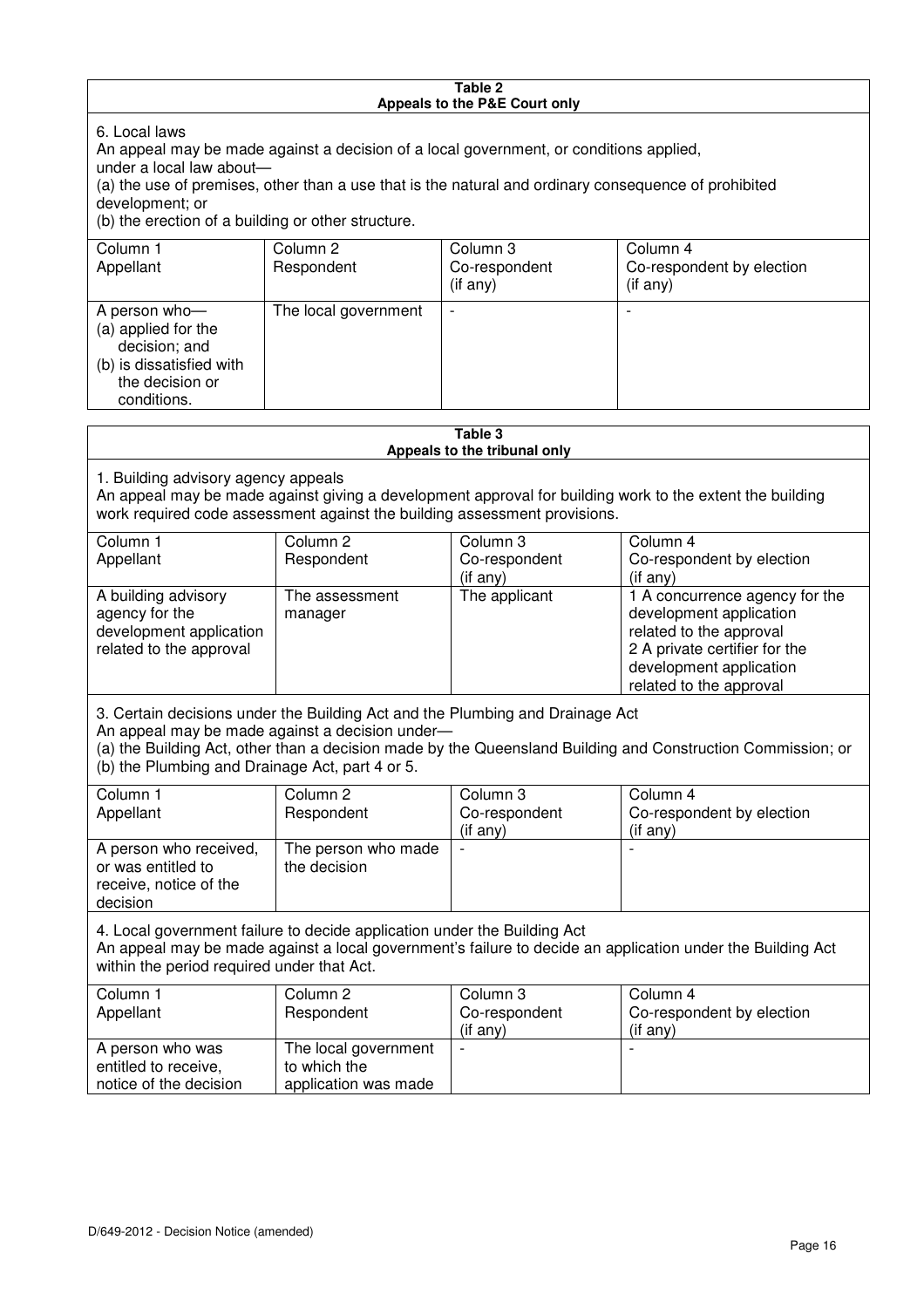**Table 2**
**Appeals to the P&E Court only**

6. Local laws
An appeal may be made against a decision of a local government, or conditions applied, under a local law about—
(a) the use of premises, other than a use that is the natural and ordinary consequence of prohibited development; or
(b) the erection of a building or other structure.

| Column 1 Appellant | Column 2 Respondent | Column 3 Co-respondent (if any) | Column 4 Co-respondent by election (if any) |
|---|---|---|---|
| A person who— (a) applied for the decision; and (b) is dissatisfied with the decision or conditions. | The local government | - | - |

**Table 3**
**Appeals to the tribunal only**

1. Building advisory agency appeals
An appeal may be made against giving a development approval for building work to the extent the building work required code assessment against the building assessment provisions.

| Column 1 Appellant | Column 2 Respondent | Column 3 Co-respondent (if any) | Column 4 Co-respondent by election (if any) |
|---|---|---|---|
| A building advisory agency for the development application related to the approval | The assessment manager | The applicant | 1 A concurrence agency for the development application related to the approval 2 A private certifier for the development application related to the approval |

3. Certain decisions under the Building Act and the Plumbing and Drainage Act
An appeal may be made against a decision under—
(a) the Building Act, other than a decision made by the Queensland Building and Construction Commission; or
(b) the Plumbing and Drainage Act, part 4 or 5.

| Column 1 Appellant | Column 2 Respondent | Column 3 Co-respondent (if any) | Column 4 Co-respondent by election (if any) |
|---|---|---|---|
| A person who received, or was entitled to receive, notice of the decision | The person who made the decision | - | - |

4. Local government failure to decide application under the Building Act
An appeal may be made against a local government's failure to decide an application under the Building Act within the period required under that Act.

| Column 1 Appellant | Column 2 Respondent | Column 3 Co-respondent (if any) | Column 4 Co-respondent by election (if any) |
|---|---|---|---|
| A person who was entitled to receive, notice of the decision | The local government to which the application was made | - | - |

D/649-2012 - Decision Notice (amended)